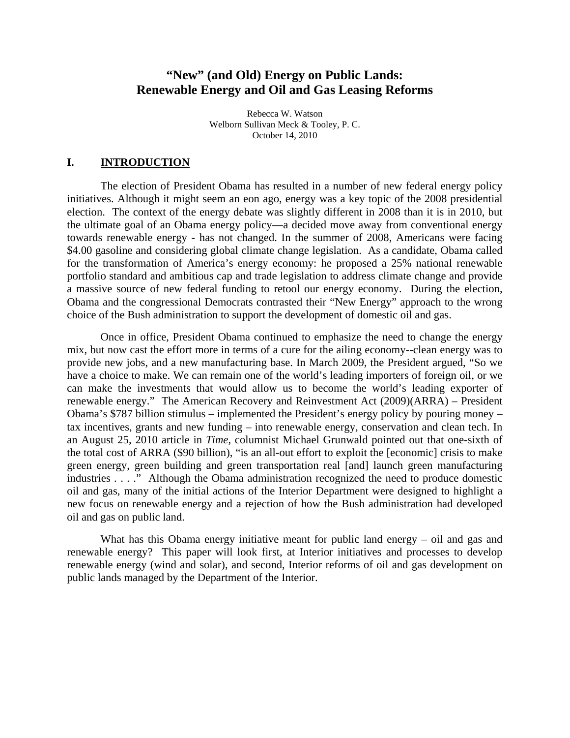# "New" (and Old) Energy on Public Lands: Renewable Energy and Oil and Gas Leasing Reforms

Rebecca W. Watson
Welborn Sullivan Meck & Tooley, P. C.
October 14, 2010

## I. INTRODUCTION

The election of President Obama has resulted in a number of new federal energy policy initiatives. Although it might seem an eon ago, energy was a key topic of the 2008 presidential election. The context of the energy debate was slightly different in 2008 than it is in 2010, but the ultimate goal of an Obama energy policy—a decided move away from conventional energy towards renewable energy - has not changed. In the summer of 2008, Americans were facing $4.00 gasoline and considering global climate change legislation. As a candidate, Obama called for the transformation of America's energy economy: he proposed a 25% national renewable portfolio standard and ambitious cap and trade legislation to address climate change and provide a massive source of new federal funding to retool our energy economy. During the election, Obama and the congressional Democrats contrasted their "New Energy" approach to the wrong choice of the Bush administration to support the development of domestic oil and gas.

Once in office, President Obama continued to emphasize the need to change the energy mix, but now cast the effort more in terms of a cure for the ailing economy--clean energy was to provide new jobs, and a new manufacturing base. In March 2009, the President argued, "So we have a choice to make. We can remain one of the world's leading importers of foreign oil, or we can make the investments that would allow us to become the world's leading exporter of renewable energy." The American Recovery and Reinvestment Act (2009)(ARRA) – President Obama's $787 billion stimulus – implemented the President's energy policy by pouring money – tax incentives, grants and new funding – into renewable energy, conservation and clean tech. In an August 25, 2010 article in *Time*, columnist Michael Grunwald pointed out that one-sixth of the total cost of ARRA ($90 billion), "is an all-out effort to exploit the [economic] crisis to make green energy, green building and green transportation real [and] launch green manufacturing industries . . . ." Although the Obama administration recognized the need to produce domestic oil and gas, many of the initial actions of the Interior Department were designed to highlight a new focus on renewable energy and a rejection of how the Bush administration had developed oil and gas on public land.

What has this Obama energy initiative meant for public land energy – oil and gas and renewable energy? This paper will look first, at Interior initiatives and processes to develop renewable energy (wind and solar), and second, Interior reforms of oil and gas development on public lands managed by the Department of the Interior.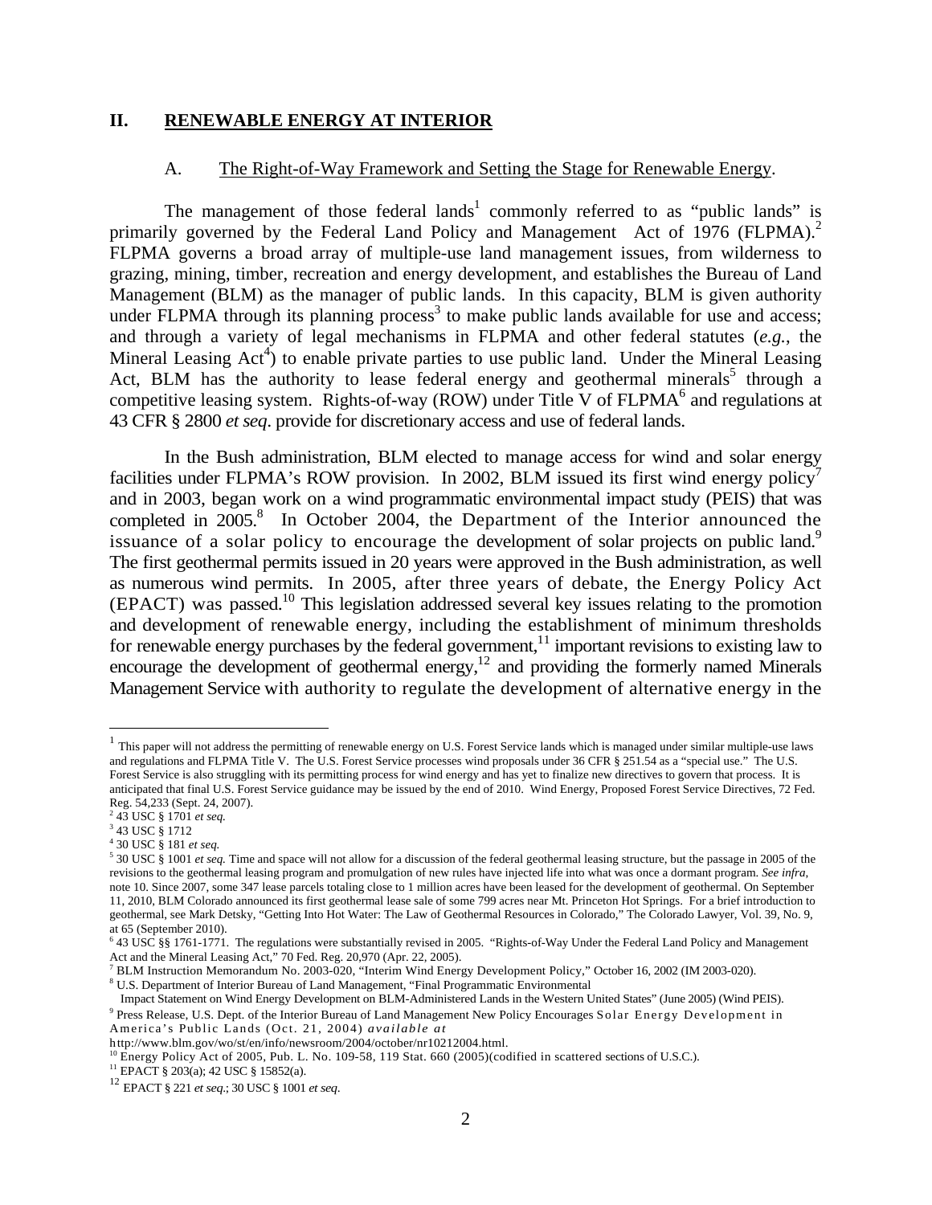## II. RENEWABLE ENERGY AT INTERIOR

### A. The Right-of-Way Framework and Setting the Stage for Renewable Energy.

The management of those federal lands[1] commonly referred to as "public lands" is primarily governed by the Federal Land Policy and Management Act of 1976 (FLPMA).[2] FLPMA governs a broad array of multiple-use land management issues, from wilderness to grazing, mining, timber, recreation and energy development, and establishes the Bureau of Land Management (BLM) as the manager of public lands. In this capacity, BLM is given authority under FLPMA through its planning process[3] to make public lands available for use and access; and through a variety of legal mechanisms in FLPMA and other federal statutes (*e.g.*, the Mineral Leasing Act[4]) to enable private parties to use public land. Under the Mineral Leasing Act, BLM has the authority to lease federal energy and geothermal minerals[5] through a competitive leasing system. Rights-of-way (ROW) under Title V of FLPMA[6] and regulations at 43 CFR § 2800 *et seq*. provide for discretionary access and use of federal lands.

In the Bush administration, BLM elected to manage access for wind and solar energy facilities under FLPMA's ROW provision. In 2002, BLM issued its first wind energy policy[7] and in 2003, began work on a wind programmatic environmental impact study (PEIS) that was completed in 2005.[8] In October 2004, the Department of the Interior announced the issuance of a solar policy to encourage the development of solar projects on public land.[9] The first geothermal permits issued in 20 years were approved in the Bush administration, as well as numerous wind permits. In 2005, after three years of debate, the Energy Policy Act (EPACT) was passed.[10] This legislation addressed several key issues relating to the promotion and development of renewable energy, including the establishment of minimum thresholds for renewable energy purchases by the federal government,[11] important revisions to existing law to encourage the development of geothermal energy,[12] and providing the formerly named Minerals Management Service with authority to regulate the development of alternative energy in the

---

[1] This paper will not address the permitting of renewable energy on U.S. Forest Service lands which is managed under similar multiple-use laws and regulations and FLPMA Title V. The U.S. Forest Service processes wind proposals under 36 CFR § 251.54 as a "special use." The U.S. Forest Service is also struggling with its permitting process for wind energy and has yet to finalize new directives to govern that process. It is anticipated that final U.S. Forest Service guidance may be issued by the end of 2010. Wind Energy, Proposed Forest Service Directives, 72 Fed. Reg. 54,233 (Sept. 24, 2007).

[2] 43 USC § 1701 *et seq.*

[3] 43 USC § 1712

[4] 30 USC § 181 *et seq.*

[5] 30 USC § 1001 *et seq.* Time and space will not allow for a discussion of the federal geothermal leasing structure, but the passage in 2005 of the revisions to the geothermal leasing program and promulgation of new rules have injected life into what was once a dormant program. *See infra*, note 10. Since 2007, some 347 lease parcels totaling close to 1 million acres have been leased for the development of geothermal. On September 11, 2010, BLM Colorado announced its first geothermal lease sale of some 799 acres near Mt. Princeton Hot Springs. For a brief introduction to geothermal, see Mark Detsky, "Getting Into Hot Water: The Law of Geothermal Resources in Colorado," The Colorado Lawyer, Vol. 39, No. 9, at 65 (September 2010).

[6] 43 USC §§ 1761-1771. The regulations were substantially revised in 2005. "Rights-of-Way Under the Federal Land Policy and Management Act and the Mineral Leasing Act," 70 Fed. Reg. 20,970 (Apr. 22, 2005).

[7] BLM Instruction Memorandum No. 2003-020, "Interim Wind Energy Development Policy," October 16, 2002 (IM 2003-020).

[8] U.S. Department of Interior Bureau of Land Management, "Final Programmatic Environmental Impact Statement on Wind Energy Development on BLM-Administered Lands in the Western United States" (June 2005) (Wind PEIS).

[9] Press Release, U.S. Dept. of the Interior Bureau of Land Management New Policy Encourages Solar Energy Development in America's Public Lands (Oct. 21, 2004) *available at* http://www.blm.gov/wo/st/en/info/newsroom/2004/october/nr10212004.html.

[10] Energy Policy Act of 2005, Pub. L. No. 109-58, 119 Stat. 660 (2005)(codified in scattered sections of U.S.C.).

[11] EPACT § 203(a); 42 USC § 15852(a).

[12] EPACT § 221 *et seq.*; 30 USC § 1001 *et seq.*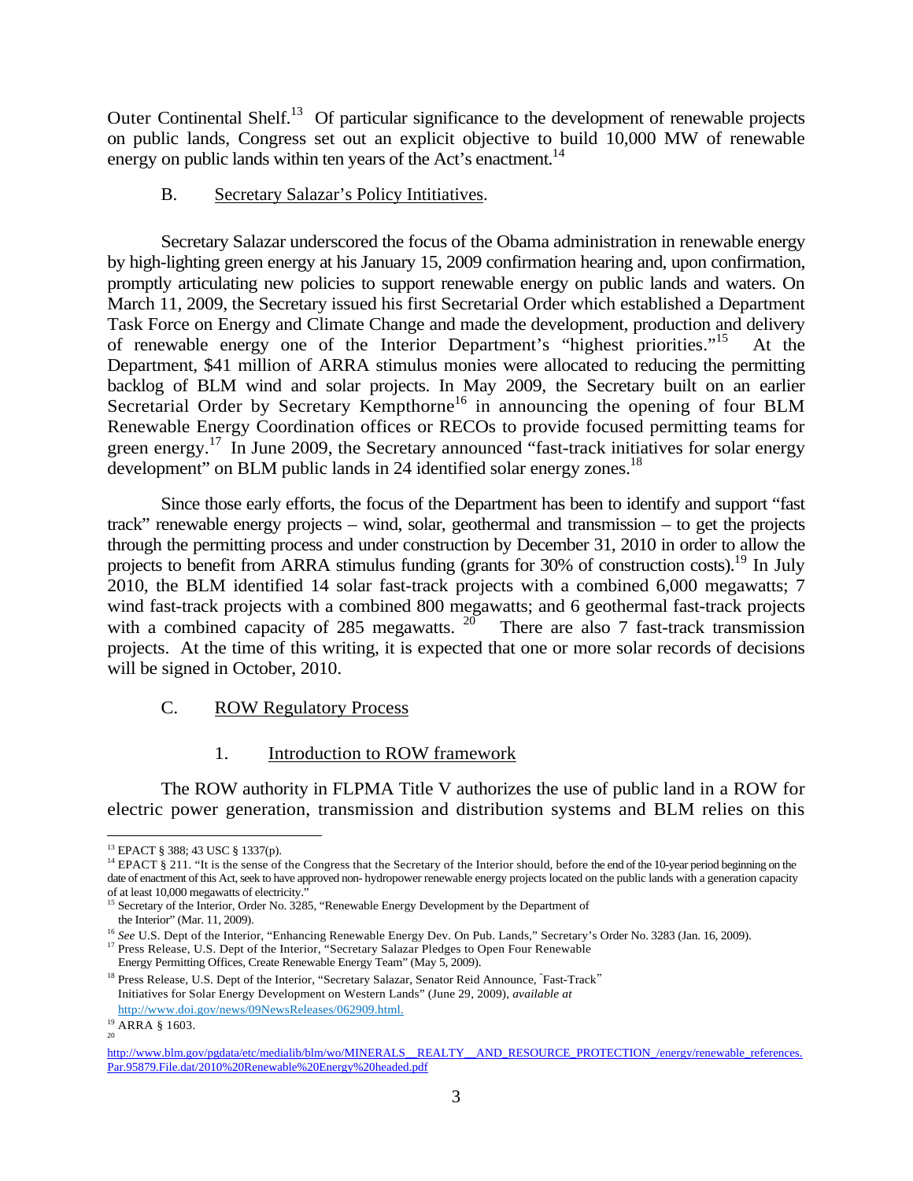Outer Continental Shelf.[13] Of particular significance to the development of renewable projects on public lands, Congress set out an explicit objective to build 10,000 MW of renewable energy on public lands within ten years of the Act's enactment.[14]

### B. Secretary Salazar's Policy Intitiatives.

Secretary Salazar underscored the focus of the Obama administration in renewable energy by high-lighting green energy at his January 15, 2009 confirmation hearing and, upon confirmation, promptly articulating new policies to support renewable energy on public lands and waters. On March 11, 2009, the Secretary issued his first Secretarial Order which established a Department Task Force on Energy and Climate Change and made the development, production and delivery of renewable energy one of the Interior Department's "highest priorities."[15] At the Department, $41 million of ARRA stimulus monies were allocated to reducing the permitting backlog of BLM wind and solar projects. In May 2009, the Secretary built on an earlier Secretarial Order by Secretary Kempthorne[16] in announcing the opening of four BLM Renewable Energy Coordination offices or RECOs to provide focused permitting teams for green energy.[17] In June 2009, the Secretary announced "fast-track initiatives for solar energy development" on BLM public lands in 24 identified solar energy zones.[18]

Since those early efforts, the focus of the Department has been to identify and support "fast track" renewable energy projects – wind, solar, geothermal and transmission – to get the projects through the permitting process and under construction by December 31, 2010 in order to allow the projects to benefit from ARRA stimulus funding (grants for 30% of construction costs).[19] In July 2010, the BLM identified 14 solar fast-track projects with a combined 6,000 megawatts; 7 wind fast-track projects with a combined 800 megawatts; and 6 geothermal fast-track projects with a combined capacity of 285 megawatts.[20] There are also 7 fast-track transmission projects. At the time of this writing, it is expected that one or more solar records of decisions will be signed in October, 2010.

### C. ROW Regulatory Process

#### 1. Introduction to ROW framework

The ROW authority in FLPMA Title V authorizes the use of public land in a ROW for electric power generation, transmission and distribution systems and BLM relies on this

---

[13] EPACT § 388; 43 USC § 1337(p).

[14] EPACT § 211. "It is the sense of the Congress that the Secretary of the Interior should, before the end of the 10-year period beginning on the date of enactment of this Act, seek to have approved non- hydropower renewable energy projects located on the public lands with a generation capacity of at least 10,000 megawatts of electricity."

[15] Secretary of the Interior, Order No. 3285, "Renewable Energy Development by the Department of the Interior" (Mar. 11, 2009).

[16] *See* U.S. Dept of the Interior, "Enhancing Renewable Energy Dev. On Pub. Lands," Secretary's Order No. 3283 (Jan. 16, 2009).

[17] Press Release, U.S. Dept of the Interior, "Secretary Salazar Pledges to Open Four Renewable Energy Permitting Offices, Create Renewable Energy Team" (May 5, 2009).

[18] Press Release, U.S. Dept of the Interior, "Secretary Salazar, Senator Reid Announce "Fast-Track" Initiatives for Solar Energy Development on Western Lands" (June 29, 2009), *available at* http://www.doi.gov/news/09NewsReleases/062909.html.

[19] ARRA § 1603.

[20] http://www.blm.gov/pgdata/etc/medialib/blm/wo/MINERALS__REALTY__AND_RESOURCE_PROTECTION_/energy/renewable_references.Par.95879.File.dat/2010%20Renewable%20Energy%20headed.pdf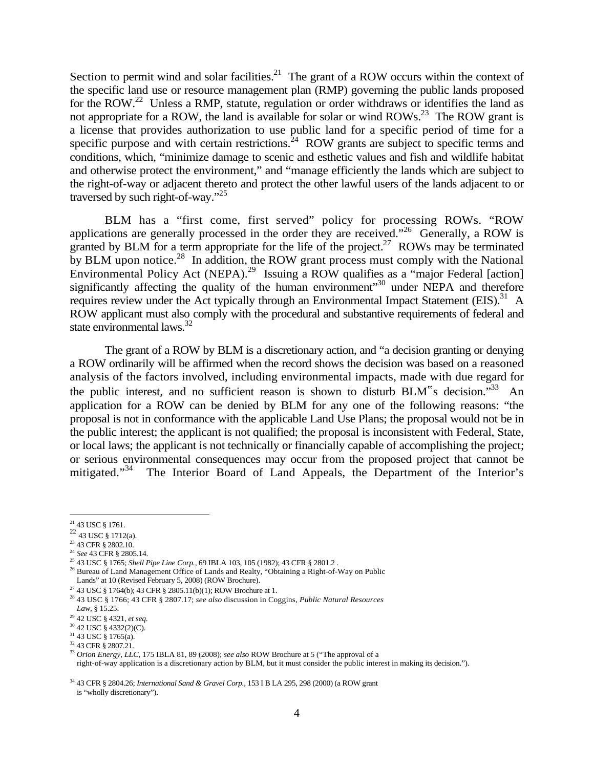Section to permit wind and solar facilities.[21] The grant of a ROW occurs within the context of the specific land use or resource management plan (RMP) governing the public lands proposed for the ROW.[22] Unless a RMP, statute, regulation or order withdraws or identifies the land as not appropriate for a ROW, the land is available for solar or wind ROWs.[23] The ROW grant is a license that provides authorization to use public land for a specific period of time for a specific purpose and with certain restrictions.[24] ROW grants are subject to specific terms and conditions, which, "minimize damage to scenic and esthetic values and fish and wildlife habitat and otherwise protect the environment," and "manage efficiently the lands which are subject to the right-of-way or adjacent thereto and protect the other lawful users of the lands adjacent to or traversed by such right-of-way."[25]

BLM has a "first come, first served" policy for processing ROWs. "ROW applications are generally processed in the order they are received."[26] Generally, a ROW is granted by BLM for a term appropriate for the life of the project.[27] ROWs may be terminated by BLM upon notice.[28] In addition, the ROW grant process must comply with the National Environmental Policy Act (NEPA).[29] Issuing a ROW qualifies as a "major Federal [action] significantly affecting the quality of the human environment"[30] under NEPA and therefore requires review under the Act typically through an Environmental Impact Statement (EIS).[31] A ROW applicant must also comply with the procedural and substantive requirements of federal and state environmental laws.[32]

The grant of a ROW by BLM is a discretionary action, and "a decision granting or denying a ROW ordinarily will be affirmed when the record shows the decision was based on a reasoned analysis of the factors involved, including environmental impacts, made with due regard for the public interest, and no sufficient reason is shown to disturb BLM‟s decision."[33] An application for a ROW can be denied by BLM for any one of the following reasons: "the proposal is not in conformance with the applicable Land Use Plans; the proposal would not be in the public interest; the applicant is not qualified; the proposal is inconsistent with Federal, State, or local laws; the applicant is not technically or financially capable of accomplishing the project; or serious environmental consequences may occur from the proposed project that cannot be mitigated."[34] The Interior Board of Land Appeals, the Department of the Interior's

---

[21] 43 USC § 1761.

[22] 43 USC § 1712(a).

[23] 43 CFR § 2802.10.

[24] *See* 43 CFR § 2805.14.

[25] 43 USC § 1765; *Shell Pipe Line Corp.*, 69 IBLA 103, 105 (1982); 43 CFR § 2801.2 .

[26] Bureau of Land Management Office of Lands and Realty, "Obtaining a Right-of-Way on Public Lands" at 10 (Revised February 5, 2008) (ROW Brochure).

[27] 43 USC § 1764(b); 43 CFR § 2805.11(b)(1); ROW Brochure at 1.

[28] 43 USC § 1766; 43 CFR § 2807.17; *see also* discussion in Coggins, *Public Natural Resources Law*, § 15.25.

[29] 42 USC § 4321, *et seq.*

[30] 42 USC § 4332(2)(C).

[31] 43 USC § 1765(a).

[32] 43 CFR § 2807.21.

[33] *Orion Energy, LLC*, 175 IBLA 81, 89 (2008); *see also* ROW Brochure at 5 ("The approval of a right-of-way application is a discretionary action by BLM, but it must consider the public interest in making its decision.").

[34] 43 CFR § 2804.26; *International Sand & Gravel Corp.*, 153 I B LA 295, 298 (2000) (a ROW grant is "wholly discretionary").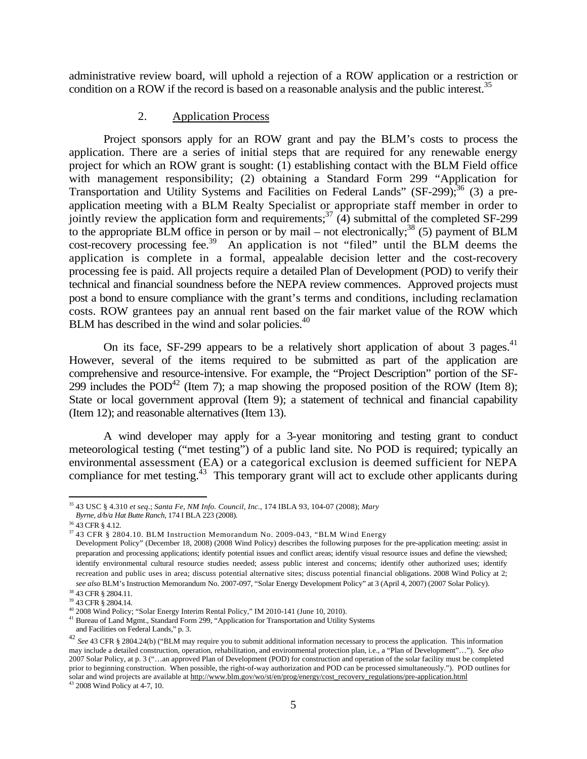administrative review board, will uphold a rejection of a ROW application or a restriction or condition on a ROW if the record is based on a reasonable analysis and the public interest.[35]

### 2. Application Process

Project sponsors apply for an ROW grant and pay the BLM's costs to process the application. There are a series of initial steps that are required for any renewable energy project for which an ROW grant is sought: (1) establishing contact with the BLM Field office with management responsibility; (2) obtaining a Standard Form 299 "Application for Transportation and Utility Systems and Facilities on Federal Lands" (SF-299);[36] (3) a pre-application meeting with a BLM Realty Specialist or appropriate staff member in order to jointly review the application form and requirements;[37] (4) submittal of the completed SF-299 to the appropriate BLM office in person or by mail – not electronically;[38] (5) payment of BLM cost-recovery processing fee.[39] An application is not "filed" until the BLM deems the application is complete in a formal, appealable decision letter and the cost-recovery processing fee is paid. All projects require a detailed Plan of Development (POD) to verify their technical and financial soundness before the NEPA review commences. Approved projects must post a bond to ensure compliance with the grant's terms and conditions, including reclamation costs. ROW grantees pay an annual rent based on the fair market value of the ROW which BLM has described in the wind and solar policies.[40]

On its face, SF-299 appears to be a relatively short application of about 3 pages.[41] However, several of the items required to be submitted as part of the application are comprehensive and resource-intensive. For example, the "Project Description" portion of the SF-299 includes the POD[42] (Item 7); a map showing the proposed position of the ROW (Item 8); State or local government approval (Item 9); a statement of technical and financial capability (Item 12); and reasonable alternatives (Item 13).

A wind developer may apply for a 3-year monitoring and testing grant to conduct meteorological testing ("met testing") of a public land site. No POD is required; typically an environmental assessment (EA) or a categorical exclusion is deemed sufficient for NEPA compliance for met testing.[43] This temporary grant will act to exclude other applicants during

---

[35] 43 USC § 4.310 *et seq*.; *Santa Fe, NM Info. Council, Inc*., 174 IBLA 93, 104-07 (2008); *Mary Byrne, d/b/a Hat Butte Ranch*, 174 I BLA 223 (2008).

[36] 43 CFR § 4.12.

[37] 43 CFR § 2804.10. BLM Instruction Memorandum No. 2009-043, "BLM Wind Energy Development Policy" (December 18, 2008) (2008 Wind Policy) describes the following purposes for the pre-application meeting: assist in preparation and processing applications; identify potential issues and conflict areas; identify visual resource issues and define the viewshed; identify environmental cultural resource studies needed; assess public interest and concerns; identify other authorized uses; identify recreation and public uses in area; discuss potential alternative sites; discuss potential financial obligations. 2008 Wind Policy at 2; *see also* BLM's Instruction Memorandum No. 2007-097, "Solar Energy Development Policy" at 3 (April 4, 2007) (2007 Solar Policy).

[38] 43 CFR § 2804.11.

[39] 43 CFR § 2804.14.

[40] 2008 Wind Policy; "Solar Energy Interim Rental Policy," IM 2010-141 (June 10, 2010).

[41] Bureau of Land Mgmt., Standard Form 299, "Application for Transportation and Utility Systems and Facilities on Federal Lands," p. 3.

[42] *See* 43 CFR § 2804.24(b) ("BLM may require you to submit additional information necessary to process the application. This information may include a detailed construction, operation, rehabilitation, and environmental protection plan, i.e., a "Plan of Development"…"). *See also* 2007 Solar Policy, at p. 3 ("…an approved Plan of Development (POD) for construction and operation of the solar facility must be completed prior to beginning construction. When possible, the right-of-way authorization and POD can be processed simultaneously."). POD outlines for solar and wind projects are available at http://www.blm.gov/wo/st/en/prog/energy/cost_recovery_regulations/pre-application.html

[43] 2008 Wind Policy at 4-7, 10.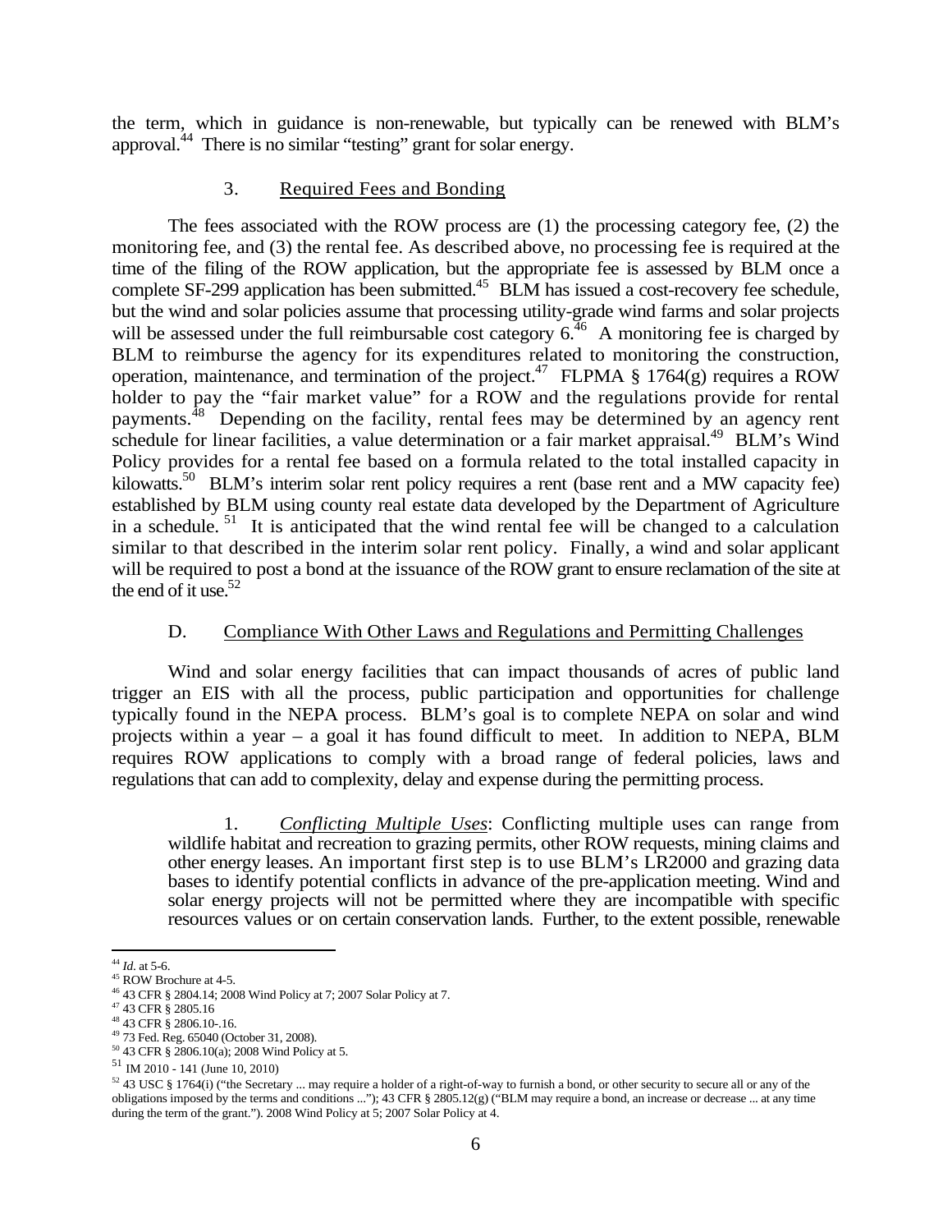the term, which in guidance is non-renewable, but typically can be renewed with BLM's approval.[44] There is no similar "testing" grant for solar energy.

### 3. Required Fees and Bonding

The fees associated with the ROW process are (1) the processing category fee, (2) the monitoring fee, and (3) the rental fee. As described above, no processing fee is required at the time of the filing of the ROW application, but the appropriate fee is assessed by BLM once a complete SF-299 application has been submitted.[45] BLM has issued a cost-recovery fee schedule, but the wind and solar policies assume that processing utility-grade wind farms and solar projects will be assessed under the full reimbursable cost category 6.[46] A monitoring fee is charged by BLM to reimburse the agency for its expenditures related to monitoring the construction, operation, maintenance, and termination of the project.[47] FLPMA § 1764(g) requires a ROW holder to pay the "fair market value" for a ROW and the regulations provide for rental payments.[48] Depending on the facility, rental fees may be determined by an agency rent schedule for linear facilities, a value determination or a fair market appraisal.[49] BLM's Wind Policy provides for a rental fee based on a formula related to the total installed capacity in kilowatts.[50] BLM's interim solar rent policy requires a rent (base rent and a MW capacity fee) established by BLM using county real estate data developed by the Department of Agriculture in a schedule.[51] It is anticipated that the wind rental fee will be changed to a calculation similar to that described in the interim solar rent policy. Finally, a wind and solar applicant will be required to post a bond at the issuance of the ROW grant to ensure reclamation of the site at the end of it use.[52]

## D. Compliance With Other Laws and Regulations and Permitting Challenges

Wind and solar energy facilities that can impact thousands of acres of public land trigger an EIS with all the process, public participation and opportunities for challenge typically found in the NEPA process. BLM's goal is to complete NEPA on solar and wind projects within a year – a goal it has found difficult to meet. In addition to NEPA, BLM requires ROW applications to comply with a broad range of federal policies, laws and regulations that can add to complexity, delay and expense during the permitting process.

1. *Conflicting Multiple Uses*: Conflicting multiple uses can range from wildlife habitat and recreation to grazing permits, other ROW requests, mining claims and other energy leases. An important first step is to use BLM's LR2000 and grazing data bases to identify potential conflicts in advance of the pre-application meeting. Wind and solar energy projects will not be permitted where they are incompatible with specific resources values or on certain conservation lands. Further, to the extent possible, renewable

---

[44] *Id.* at 5-6.
[45] ROW Brochure at 4-5.
[46] 43 CFR § 2804.14; 2008 Wind Policy at 7; 2007 Solar Policy at 7.
[47] 43 CFR § 2805.16
[48] 43 CFR § 2806.10-.16.
[49] 73 Fed. Reg. 65040 (October 31, 2008).
[50] 43 CFR § 2806.10(a); 2008 Wind Policy at 5.
[51] IM 2010 - 141 (June 10, 2010)
[52] 43 USC § 1764(i) ("the Secretary ... may require a holder of a right-of-way to furnish a bond, or other security to secure all or any of the obligations imposed by the terms and conditions ..."); 43 CFR § 2805.12(g) ("BLM may require a bond, an increase or decrease ... at any time during the term of the grant."). 2008 Wind Policy at 5; 2007 Solar Policy at 4.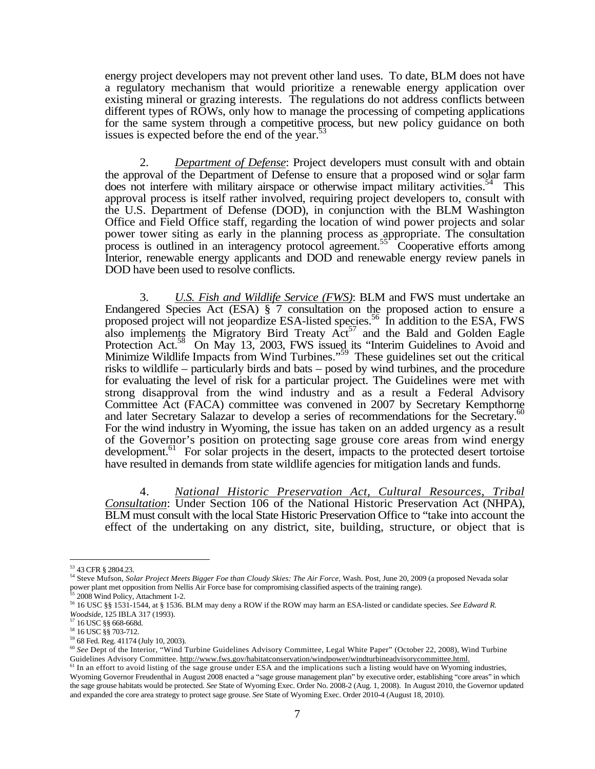energy project developers may not prevent other land uses. To date, BLM does not have a regulatory mechanism that would prioritize a renewable energy application over existing mineral or grazing interests. The regulations do not address conflicts between different types of ROWs, only how to manage the processing of competing applications for the same system through a competitive process, but new policy guidance on both issues is expected before the end of the year.[53]

2. *Department of Defense*: Project developers must consult with and obtain the approval of the Department of Defense to ensure that a proposed wind or solar farm does not interfere with military airspace or otherwise impact military activities.[54] This approval process is itself rather involved, requiring project developers to, consult with the U.S. Department of Defense (DOD), in conjunction with the BLM Washington Office and Field Office staff, regarding the location of wind power projects and solar power tower siting as early in the planning process as appropriate. The consultation process is outlined in an interagency protocol agreement.[55] Cooperative efforts among Interior, renewable energy applicants and DOD and renewable energy review panels in DOD have been used to resolve conflicts.

3. *U.S. Fish and Wildlife Service (FWS)*: BLM and FWS must undertake an Endangered Species Act (ESA) § 7 consultation on the proposed action to ensure a proposed project will not jeopardize ESA-listed species.[56] In addition to the ESA, FWS also implements the Migratory Bird Treaty Act[57] and the Bald and Golden Eagle Protection Act.[58] On May 13, 2003, FWS issued its "Interim Guidelines to Avoid and Minimize Wildlife Impacts from Wind Turbines."[59] These guidelines set out the critical risks to wildlife – particularly birds and bats – posed by wind turbines, and the procedure for evaluating the level of risk for a particular project. The Guidelines were met with strong disapproval from the wind industry and as a result a Federal Advisory Committee Act (FACA) committee was convened in 2007 by Secretary Kempthorne and later Secretary Salazar to develop a series of recommendations for the Secretary.[60] For the wind industry in Wyoming, the issue has taken on an added urgency as a result of the Governor's position on protecting sage grouse core areas from wind energy development.[61] For solar projects in the desert, impacts to the protected desert tortoise have resulted in demands from state wildlife agencies for mitigation lands and funds.

4. *National Historic Preservation Act, Cultural Resources, Tribal Consultation*: Under Section 106 of the National Historic Preservation Act (NHPA), BLM must consult with the local State Historic Preservation Office to "take into account the effect of the undertaking on any district, site, building, structure, or object that is

---

[53] 43 CFR § 2804.23.

[54] Steve Mufson, *Solar Project Meets Bigger Foe than Cloudy Skies: The Air Force*, Wash. Post, June 20, 2009 (a proposed Nevada solar power plant met opposition from Nellis Air Force base for compromising classified aspects of the training range).

[55] 2008 Wind Policy, Attachment 1-2.

[56] 16 USC §§ 1531-1544, at § 1536. BLM may deny a ROW if the ROW may harm an ESA-listed or candidate species. *See Edward R. Woodside*, 125 IBLA 317 (1993).

[57] 16 USC §§ 668-668d.

[58] 16 USC §§ 703-712.

[59] 68 Fed. Reg. 41174 (July 10, 2003).

[60] *See* Dept of the Interior, "Wind Turbine Guidelines Advisory Committee, Legal White Paper" (October 22, 2008), Wind Turbine Guidelines Advisory Committee. http://www.fws.gov/habitatconservation/windpower/windturbineadvisorycommittee.html.

[61] In an effort to avoid listing of the sage grouse under ESA and the implications such a listing would have on Wyoming industries, Wyoming Governor Freudenthal in August 2008 enacted a "sage grouse management plan" by executive order, establishing "core areas" in which the sage grouse habitats would be protected. *See* State of Wyoming Exec. Order No. 2008-2 (Aug. 1, 2008). In August 2010, the Governor updated and expanded the core area strategy to protect sage grouse. *See* State of Wyoming Exec. Order 2010-4 (August 18, 2010).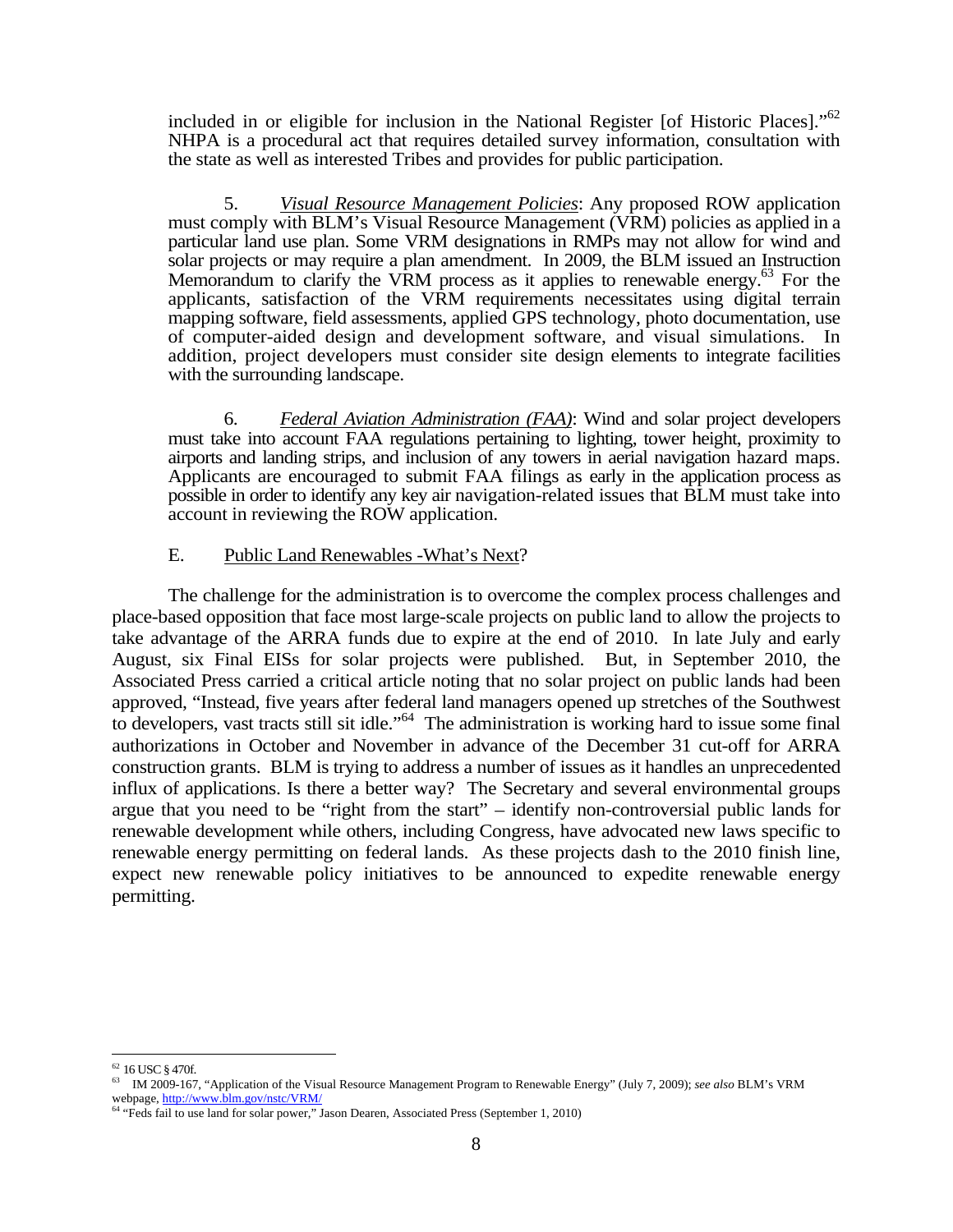included in or eligible for inclusion in the National Register [of Historic Places]."[62] NHPA is a procedural act that requires detailed survey information, consultation with the state as well as interested Tribes and provides for public participation.

5. *Visual Resource Management Policies*: Any proposed ROW application must comply with BLM's Visual Resource Management (VRM) policies as applied in a particular land use plan. Some VRM designations in RMPs may not allow for wind and solar projects or may require a plan amendment. In 2009, the BLM issued an Instruction Memorandum to clarify the VRM process as it applies to renewable energy.[63] For the applicants, satisfaction of the VRM requirements necessitates using digital terrain mapping software, field assessments, applied GPS technology, photo documentation, use of computer-aided design and development software, and visual simulations. In addition, project developers must consider site design elements to integrate facilities with the surrounding landscape.

6. *Federal Aviation Administration (FAA)*: Wind and solar project developers must take into account FAA regulations pertaining to lighting, tower height, proximity to airports and landing strips, and inclusion of any towers in aerial navigation hazard maps. Applicants are encouraged to submit FAA filings as early in the application process as possible in order to identify any key air navigation-related issues that BLM must take into account in reviewing the ROW application.

### E. Public Land Renewables -What's Next?

The challenge for the administration is to overcome the complex process challenges and place-based opposition that face most large-scale projects on public land to allow the projects to take advantage of the ARRA funds due to expire at the end of 2010. In late July and early August, six Final EISs for solar projects were published. But, in September 2010, the Associated Press carried a critical article noting that no solar project on public lands had been approved, "Instead, five years after federal land managers opened up stretches of the Southwest to developers, vast tracts still sit idle."[64] The administration is working hard to issue some final authorizations in October and November in advance of the December 31 cut-off for ARRA construction grants. BLM is trying to address a number of issues as it handles an unprecedented influx of applications. Is there a better way? The Secretary and several environmental groups argue that you need to be "right from the start" – identify non-controversial public lands for renewable development while others, including Congress, have advocated new laws specific to renewable energy permitting on federal lands. As these projects dash to the 2010 finish line, expect new renewable policy initiatives to be announced to expedite renewable energy permitting.

---

[62] 16 USC § 470f.

[63] IM 2009-167, "Application of the Visual Resource Management Program to Renewable Energy" (July 7, 2009); *see also* BLM's VRM webpage, http://www.blm.gov/nstc/VRM/

[64] "Feds fail to use land for solar power," Jason Dearen, Associated Press (September 1, 2010)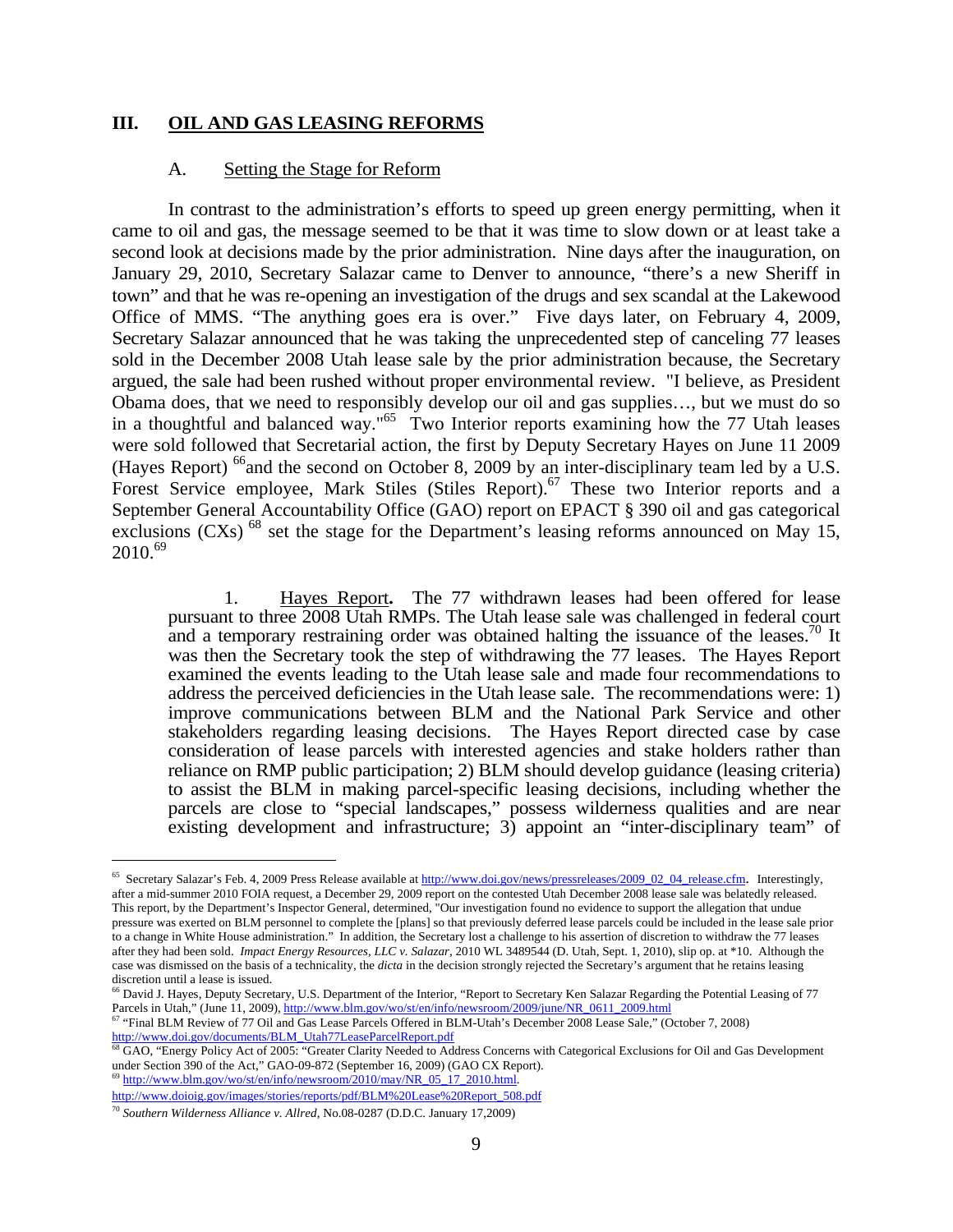## III. <u>OIL AND GAS LEASING REFORMS</u>

### A. <u>Setting the Stage for Reform</u>

In contrast to the administration's efforts to speed up green energy permitting, when it came to oil and gas, the message seemed to be that it was time to slow down or at least take a second look at decisions made by the prior administration. Nine days after the inauguration, on January 29, 2010, Secretary Salazar came to Denver to announce, "there's a new Sheriff in town" and that he was re-opening an investigation of the drugs and sex scandal at the Lakewood Office of MMS. "The anything goes era is over." Five days later, on February 4, 2009, Secretary Salazar announced that he was taking the unprecedented step of canceling 77 leases sold in the December 2008 Utah lease sale by the prior administration because, the Secretary argued, the sale had been rushed without proper environmental review. "I believe, as President Obama does, that we need to responsibly develop our oil and gas supplies…, but we must do so in a thoughtful and balanced way."[65] Two Interior reports examining how the 77 Utah leases were sold followed that Secretarial action, the first by Deputy Secretary Hayes on June 11 2009 (Hayes Report) [66]and the second on October 8, 2009 by an inter-disciplinary team led by a U.S. Forest Service employee, Mark Stiles (Stiles Report).[67] These two Interior reports and a September General Accountability Office (GAO) report on EPACT § 390 oil and gas categorical exclusions (CXs) [68] set the stage for the Department's leasing reforms announced on May 15, 2010.[69]

> 1. <u>Hayes Report</u>**.** The 77 withdrawn leases had been offered for lease pursuant to three 2008 Utah RMPs. The Utah lease sale was challenged in federal court and a temporary restraining order was obtained halting the issuance of the leases.[70] It was then the Secretary took the step of withdrawing the 77 leases. The Hayes Report examined the events leading to the Utah lease sale and made four recommendations to address the perceived deficiencies in the Utah lease sale. The recommendations were: 1) improve communications between BLM and the National Park Service and other stakeholders regarding leasing decisions. The Hayes Report directed case by case consideration of lease parcels with interested agencies and stake holders rather than reliance on RMP public participation; 2) BLM should develop guidance (leasing criteria) to assist the BLM in making parcel-specific leasing decisions, including whether the parcels are close to "special landscapes," possess wilderness qualities and are near existing development and infrastructure; 3) appoint an "inter-disciplinary team" of

---

[65] Secretary Salazar's Feb. 4, 2009 Press Release available at http://www.doi.gov/news/pressreleases/2009_02_04_release.cfm. Interestingly, after a mid-summer 2010 FOIA request, a December 29, 2009 report on the contested Utah December 2008 lease sale was belatedly released. This report, by the Department's Inspector General, determined, "Our investigation found no evidence to support the allegation that undue pressure was exerted on BLM personnel to complete the [plans] so that previously deferred lease parcels could be included in the lease sale prior to a change in White House administration." In addition, the Secretary lost a challenge to his assertion of discretion to withdraw the 77 leases after they had been sold. *Impact Energy Resources, LLC v. Salazar*, 2010 WL 3489544 (D. Utah, Sept. 1, 2010), slip op. at *10. Although the case was dismissed on the basis of a technicality, the *dicta* in the decision strongly rejected the Secretary's argument that he retains leasing discretion until a lease is issued.

[66] David J. Hayes, Deputy Secretary, U.S. Department of the Interior, "Report to Secretary Ken Salazar Regarding the Potential Leasing of 77 Parcels in Utah," (June 11, 2009), http://www.blm.gov/wo/st/en/info/newsroom/2009/june/NR_0611_2009.html

[67] "Final BLM Review of 77 Oil and Gas Lease Parcels Offered in BLM-Utah's December 2008 Lease Sale," (October 7, 2008) http://www.doi.gov/documents/BLM_Utah77LeaseParcelReport.pdf

[68] GAO, "Energy Policy Act of 2005: "Greater Clarity Needed to Address Concerns with Categorical Exclusions for Oil and Gas Development under Section 390 of the Act," GAO-09-872 (September 16, 2009) (GAO CX Report).

[69] http://www.blm.gov/wo/st/en/info/newsroom/2010/may/NR_05_17_2010.html.
http://www.doioig.gov/images/stories/reports/pdf/BLM%20Lease%20Report_508.pdf

[70] *Southern Wilderness Alliance v. Allred*, No.08-0287 (D.D.C. January 17,2009)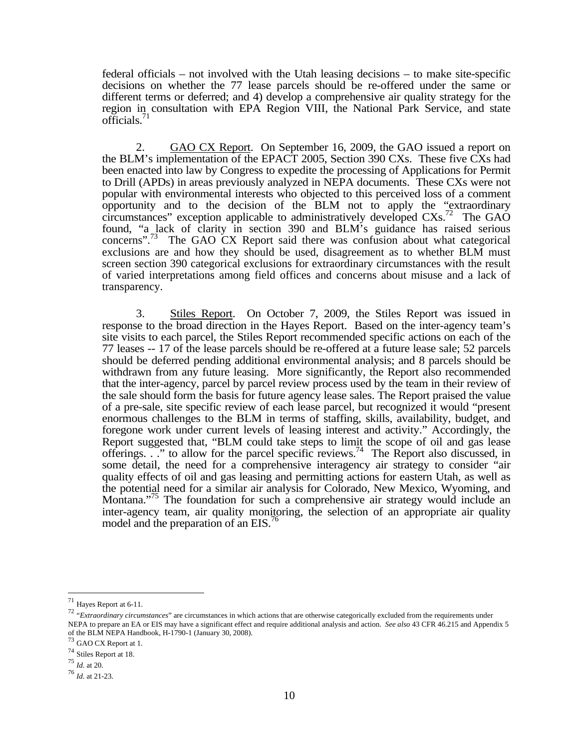federal officials – not involved with the Utah leasing decisions – to make site-specific decisions on whether the 77 lease parcels should be re-offered under the same or different terms or deferred; and 4) develop a comprehensive air quality strategy for the region in consultation with EPA Region VIII, the National Park Service, and state officials.[71]

2. GAO CX Report. On September 16, 2009, the GAO issued a report on the BLM's implementation of the EPACT 2005, Section 390 CXs. These five CXs had been enacted into law by Congress to expedite the processing of Applications for Permit to Drill (APDs) in areas previously analyzed in NEPA documents. These CXs were not popular with environmental interests who objected to this perceived loss of a comment opportunity and to the decision of the BLM not to apply the "extraordinary circumstances" exception applicable to administratively developed CXs.[72] The GAO found, "a lack of clarity in section 390 and BLM's guidance has raised serious concerns".[73] The GAO CX Report said there was confusion about what categorical exclusions are and how they should be used, disagreement as to whether BLM must screen section 390 categorical exclusions for extraordinary circumstances with the result of varied interpretations among field offices and concerns about misuse and a lack of transparency.

3. Stiles Report. On October 7, 2009, the Stiles Report was issued in response to the broad direction in the Hayes Report. Based on the inter-agency team's site visits to each parcel, the Stiles Report recommended specific actions on each of the 77 leases -- 17 of the lease parcels should be re-offered at a future lease sale; 52 parcels should be deferred pending additional environmental analysis; and 8 parcels should be withdrawn from any future leasing. More significantly, the Report also recommended that the inter-agency, parcel by parcel review process used by the team in their review of the sale should form the basis for future agency lease sales. The Report praised the value of a pre-sale, site specific review of each lease parcel, but recognized it would "present enormous challenges to the BLM in terms of staffing, skills, availability, budget, and foregone work under current levels of leasing interest and activity." Accordingly, the Report suggested that, "BLM could take steps to limit the scope of oil and gas lease offerings. . ." to allow for the parcel specific reviews.[74] The Report also discussed, in some detail, the need for a comprehensive interagency air strategy to consider "air quality effects of oil and gas leasing and permitting actions for eastern Utah, as well as the potential need for a similar air analysis for Colorado, New Mexico, Wyoming, and Montana."[75] The foundation for such a comprehensive air strategy would include an inter-agency team, air quality monitoring, the selection of an appropriate air quality model and the preparation of an EIS.[76]

---

[71] Hayes Report at 6-11.

[72] "*Extraordinary circumstances*" are circumstances in which actions that are otherwise categorically excluded from the requirements under NEPA to prepare an EA or EIS may have a significant effect and require additional analysis and action. *See also* 43 CFR 46.215 and Appendix 5 of the BLM NEPA Handbook, H-1790-1 (January 30, 2008).

[73] GAO CX Report at 1.

[74] Stiles Report at 18.

[75] *Id.* at 20.

[76] *Id.* at 21-23.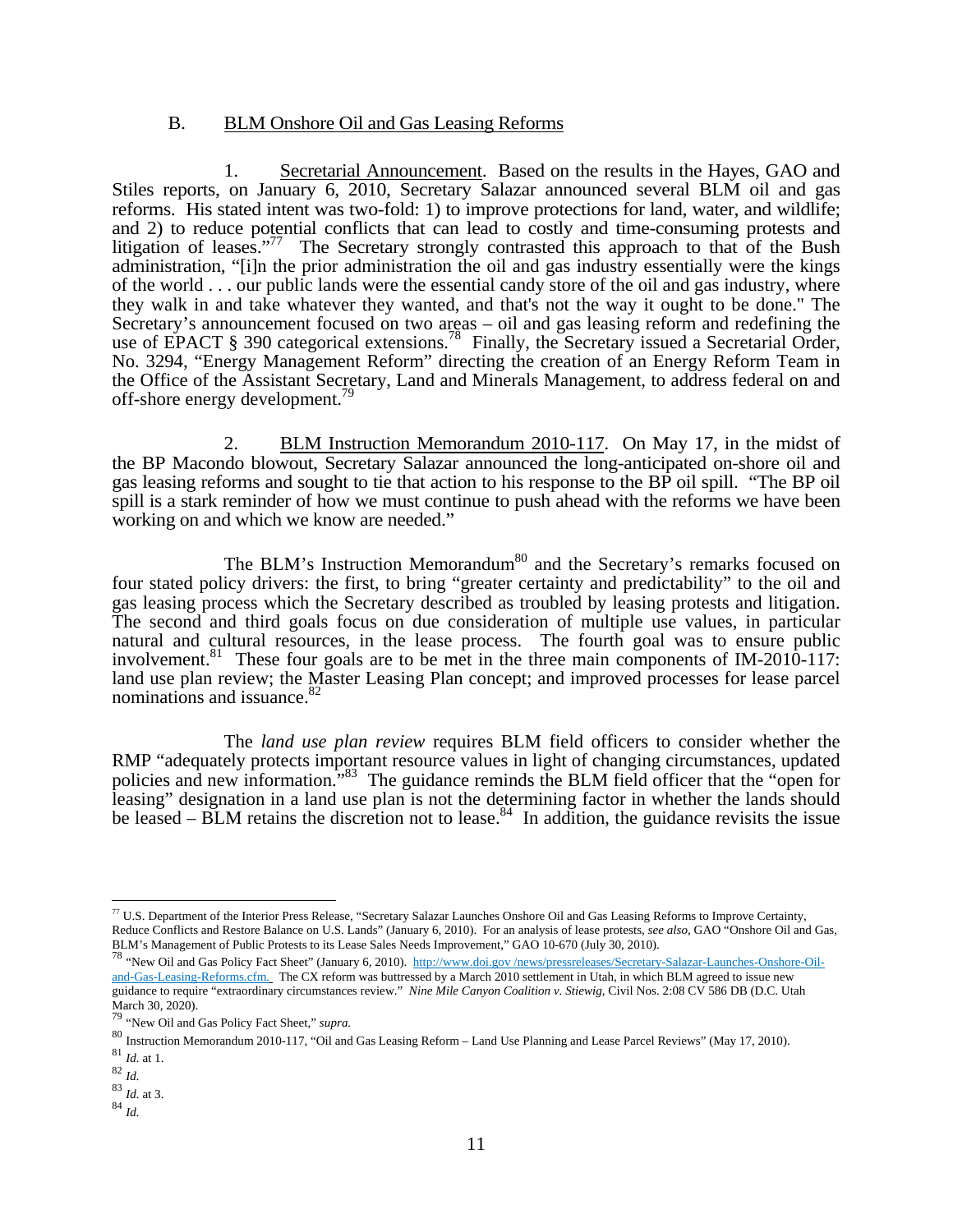## B. BLM Onshore Oil and Gas Leasing Reforms

1. Secretarial Announcement. Based on the results in the Hayes, GAO and Stiles reports, on January 6, 2010, Secretary Salazar announced several BLM oil and gas reforms. His stated intent was two-fold: 1) to improve protections for land, water, and wildlife; and 2) to reduce potential conflicts that can lead to costly and time-consuming protests and litigation of leases."[77] The Secretary strongly contrasted this approach to that of the Bush administration, "[i]n the prior administration the oil and gas industry essentially were the kings of the world . . . our public lands were the essential candy store of the oil and gas industry, where they walk in and take whatever they wanted, and that's not the way it ought to be done." The Secretary's announcement focused on two areas – oil and gas leasing reform and redefining the use of EPACT § 390 categorical extensions.[78] Finally, the Secretary issued a Secretarial Order, No. 3294, "Energy Management Reform" directing the creation of an Energy Reform Team in the Office of the Assistant Secretary, Land and Minerals Management, to address federal on and off-shore energy development.[79]

2. BLM Instruction Memorandum 2010-117. On May 17, in the midst of the BP Macondo blowout, Secretary Salazar announced the long-anticipated on-shore oil and gas leasing reforms and sought to tie that action to his response to the BP oil spill. "The BP oil spill is a stark reminder of how we must continue to push ahead with the reforms we have been working on and which we know are needed."

The BLM's Instruction Memorandum[80] and the Secretary's remarks focused on four stated policy drivers: the first, to bring "greater certainty and predictability" to the oil and gas leasing process which the Secretary described as troubled by leasing protests and litigation. The second and third goals focus on due consideration of multiple use values, in particular natural and cultural resources, in the lease process. The fourth goal was to ensure public involvement.[81] These four goals are to be met in the three main components of IM-2010-117: land use plan review; the Master Leasing Plan concept; and improved processes for lease parcel nominations and issuance.[82]

The *land use plan review* requires BLM field officers to consider whether the RMP "adequately protects important resource values in light of changing circumstances, updated policies and new information."[83] The guidance reminds the BLM field officer that the "open for leasing" designation in a land use plan is not the determining factor in whether the lands should be leased – BLM retains the discretion not to lease.[84] In addition, the guidance revisits the issue

---

[77] U.S. Department of the Interior Press Release, "Secretary Salazar Launches Onshore Oil and Gas Leasing Reforms to Improve Certainty, Reduce Conflicts and Restore Balance on U.S. Lands" (January 6, 2010). For an analysis of lease protests, *see also*, GAO "Onshore Oil and Gas, BLM's Management of Public Protests to its Lease Sales Needs Improvement," GAO 10-670 (July 30, 2010).

[78] "New Oil and Gas Policy Fact Sheet" (January 6, 2010). http://www.doi.gov /news/pressreleases/Secretary-Salazar-Launches-Onshore-Oil-and-Gas-Leasing-Reforms.cfm. The CX reform was buttressed by a March 2010 settlement in Utah, in which BLM agreed to issue new guidance to require "extraordinary circumstances review." *Nine Mile Canyon Coalition v. Stiewig*, Civil Nos. 2:08 CV 586 DB (D.C. Utah March 30, 2020).

[79] "New Oil and Gas Policy Fact Sheet," *supra.*

[80] Instruction Memorandum 2010-117, "Oil and Gas Leasing Reform – Land Use Planning and Lease Parcel Reviews" (May 17, 2010).

[81] *Id.* at 1.

[82] *Id.*

[83] *Id.* at 3.

[84] *Id.*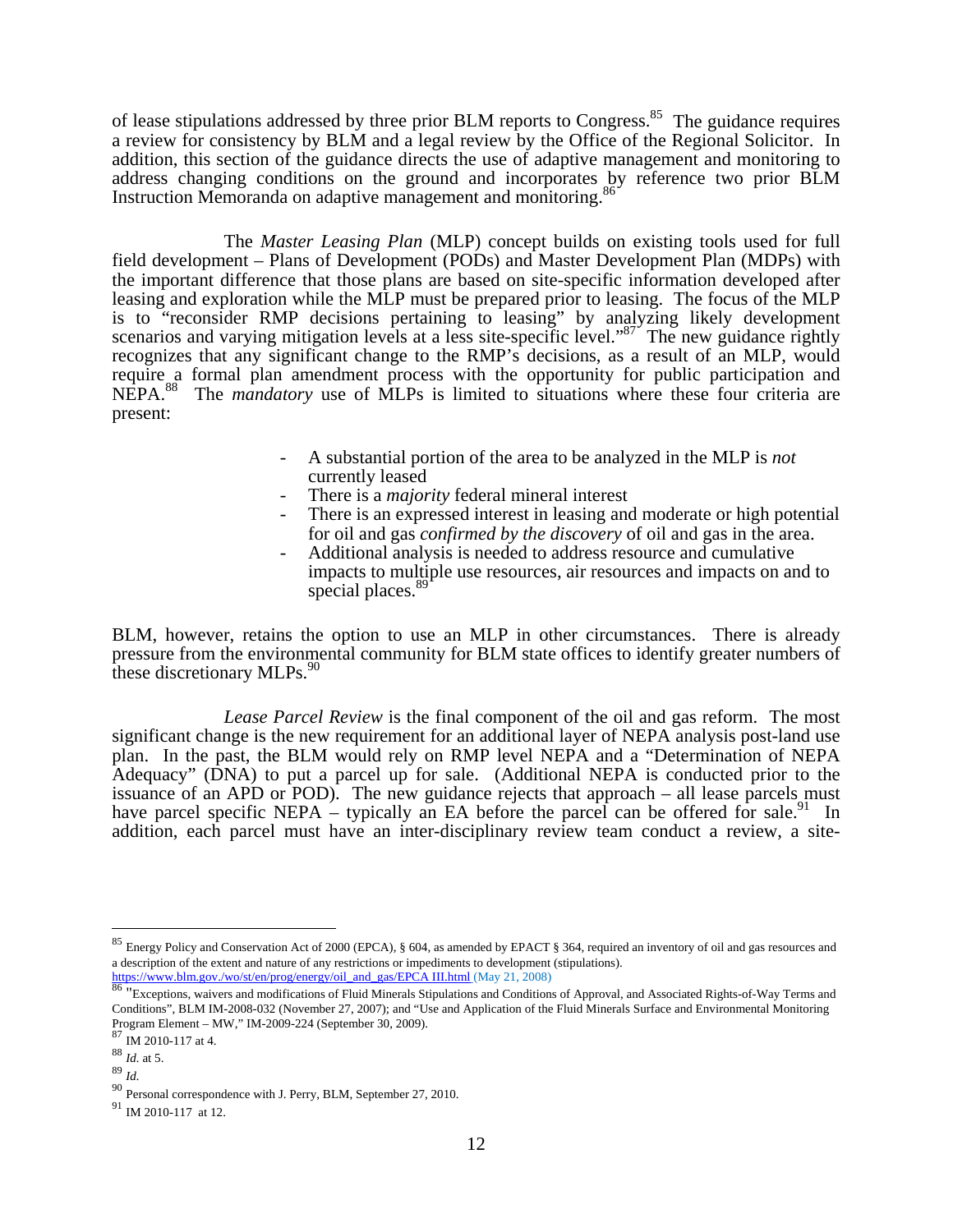of lease stipulations addressed by three prior BLM reports to Congress.[85] The guidance requires a review for consistency by BLM and a legal review by the Office of the Regional Solicitor. In addition, this section of the guidance directs the use of adaptive management and monitoring to address changing conditions on the ground and incorporates by reference two prior BLM Instruction Memoranda on adaptive management and monitoring.[86]

The *Master Leasing Plan* (MLP) concept builds on existing tools used for full field development – Plans of Development (PODs) and Master Development Plan (MDPs) with the important difference that those plans are based on site-specific information developed after leasing and exploration while the MLP must be prepared prior to leasing. The focus of the MLP is to "reconsider RMP decisions pertaining to leasing" by analyzing likely development scenarios and varying mitigation levels at a less site-specific level."[87] The new guidance rightly recognizes that any significant change to the RMP's decisions, as a result of an MLP, would require a formal plan amendment process with the opportunity for public participation and NEPA.[88] The *mandatory* use of MLPs is limited to situations where these four criteria are present:

- A substantial portion of the area to be analyzed in the MLP is *not* currently leased
- There is a *majority* federal mineral interest
- There is an expressed interest in leasing and moderate or high potential for oil and gas *confirmed by the discovery* of oil and gas in the area.
- Additional analysis is needed to address resource and cumulative impacts to multiple use resources, air resources and impacts on and to special places.[89]

BLM, however, retains the option to use an MLP in other circumstances. There is already pressure from the environmental community for BLM state offices to identify greater numbers of these discretionary MLPs.[90]

*Lease Parcel Review* is the final component of the oil and gas reform. The most significant change is the new requirement for an additional layer of NEPA analysis post-land use plan. In the past, the BLM would rely on RMP level NEPA and a "Determination of NEPA Adequacy" (DNA) to put a parcel up for sale. (Additional NEPA is conducted prior to the issuance of an APD or POD). The new guidance rejects that approach – all lease parcels must have parcel specific NEPA – typically an EA before the parcel can be offered for sale.[91] In addition, each parcel must have an inter-disciplinary review team conduct a review, a site-

---

[85] Energy Policy and Conservation Act of 2000 (EPCA), § 604, as amended by EPACT § 364, required an inventory of oil and gas resources and a description of the extent and nature of any restrictions or impediments to development (stipulations). https://www.blm.gov./wo/st/en/prog/energy/oil_and_gas/EPCA III.html (May 21, 2008)

[86] "Exceptions, waivers and modifications of Fluid Minerals Stipulations and Conditions of Approval, and Associated Rights-of-Way Terms and Conditions", BLM IM-2008-032 (November 27, 2007); and "Use and Application of the Fluid Minerals Surface and Environmental Monitoring Program Element – MW," IM-2009-224 (September 30, 2009).

[87] IM 2010-117 at 4.

[88] *Id.* at 5.

[89] *Id.*

[90] Personal correspondence with J. Perry, BLM, September 27, 2010.

[91] IM 2010-117 at 12.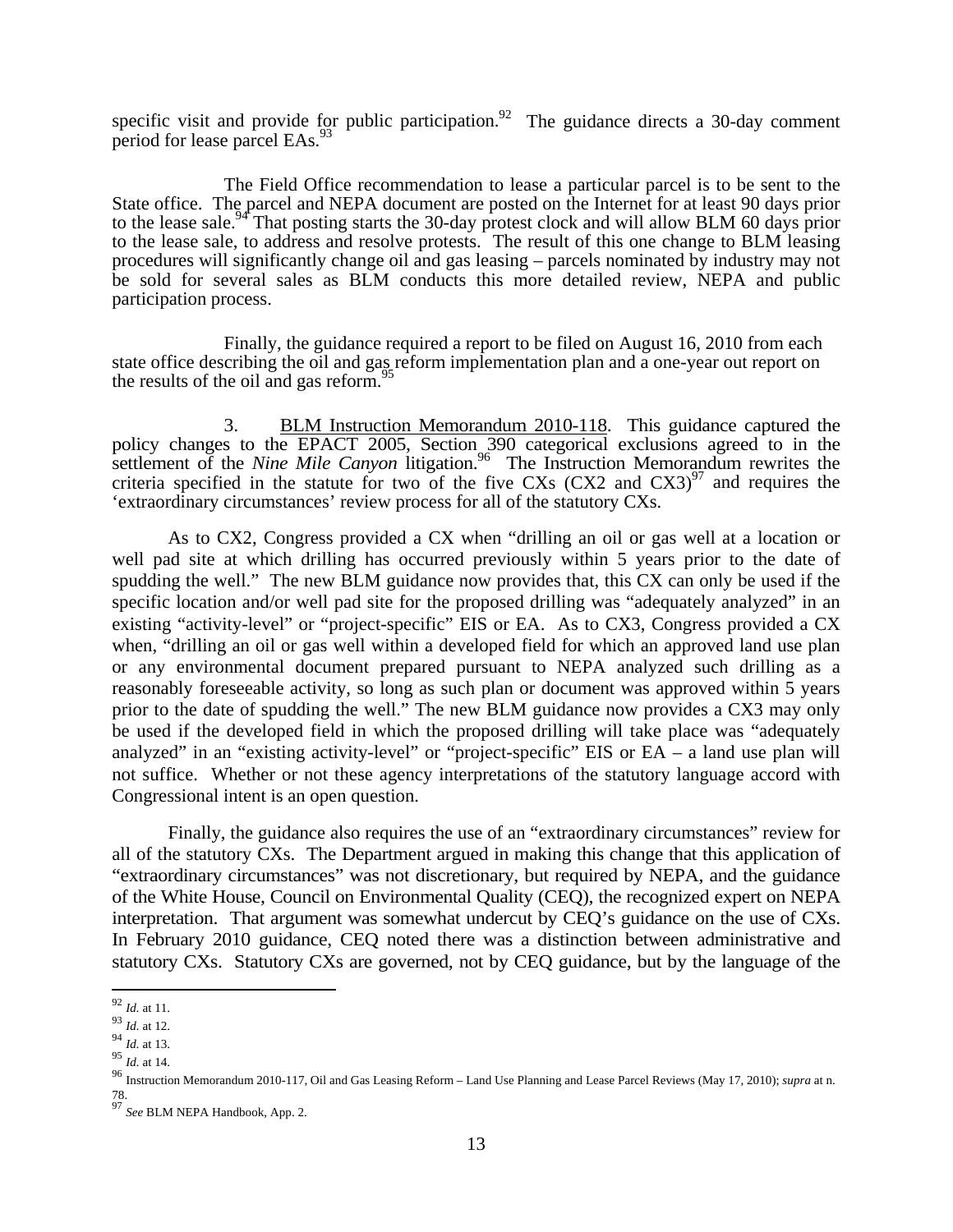specific visit and provide for public participation.[92] The guidance directs a 30-day comment period for lease parcel EAs.[93]

The Field Office recommendation to lease a particular parcel is to be sent to the State office. The parcel and NEPA document are posted on the Internet for at least 90 days prior to the lease sale.[94] That posting starts the 30-day protest clock and will allow BLM 60 days prior to the lease sale, to address and resolve protests. The result of this one change to BLM leasing procedures will significantly change oil and gas leasing – parcels nominated by industry may not be sold for several sales as BLM conducts this more detailed review, NEPA and public participation process.

Finally, the guidance required a report to be filed on August 16, 2010 from each state office describing the oil and gas reform implementation plan and a one-year out report on the results of the oil and gas reform.[95]

3. BLM Instruction Memorandum 2010-118. This guidance captured the policy changes to the EPACT 2005, Section 390 categorical exclusions agreed to in the settlement of the *Nine Mile Canyon* litigation.[96] The Instruction Memorandum rewrites the criteria specified in the statute for two of the five CXs (CX2 and CX3)[97] and requires the 'extraordinary circumstances' review process for all of the statutory CXs.

As to CX2, Congress provided a CX when "drilling an oil or gas well at a location or well pad site at which drilling has occurred previously within 5 years prior to the date of spudding the well." The new BLM guidance now provides that, this CX can only be used if the specific location and/or well pad site for the proposed drilling was "adequately analyzed" in an existing "activity-level" or "project-specific" EIS or EA. As to CX3, Congress provided a CX when, "drilling an oil or gas well within a developed field for which an approved land use plan or any environmental document prepared pursuant to NEPA analyzed such drilling as a reasonably foreseeable activity, so long as such plan or document was approved within 5 years prior to the date of spudding the well." The new BLM guidance now provides a CX3 may only be used if the developed field in which the proposed drilling will take place was "adequately analyzed" in an "existing activity-level" or "project-specific" EIS or EA – a land use plan will not suffice. Whether or not these agency interpretations of the statutory language accord with Congressional intent is an open question.

Finally, the guidance also requires the use of an "extraordinary circumstances" review for all of the statutory CXs. The Department argued in making this change that this application of "extraordinary circumstances" was not discretionary, but required by NEPA, and the guidance of the White House, Council on Environmental Quality (CEQ), the recognized expert on NEPA interpretation. That argument was somewhat undercut by CEQ's guidance on the use of CXs. In February 2010 guidance, CEQ noted there was a distinction between administrative and statutory CXs. Statutory CXs are governed, not by CEQ guidance, but by the language of the

---

[92] *Id.* at 11.

[93] *Id.* at 12.

[94] *Id.* at 13.

[95] *Id.* at 14.

[96] Instruction Memorandum 2010-117, Oil and Gas Leasing Reform – Land Use Planning and Lease Parcel Reviews (May 17, 2010); *supra* at n. 78.

[97] *See* BLM NEPA Handbook, App. 2.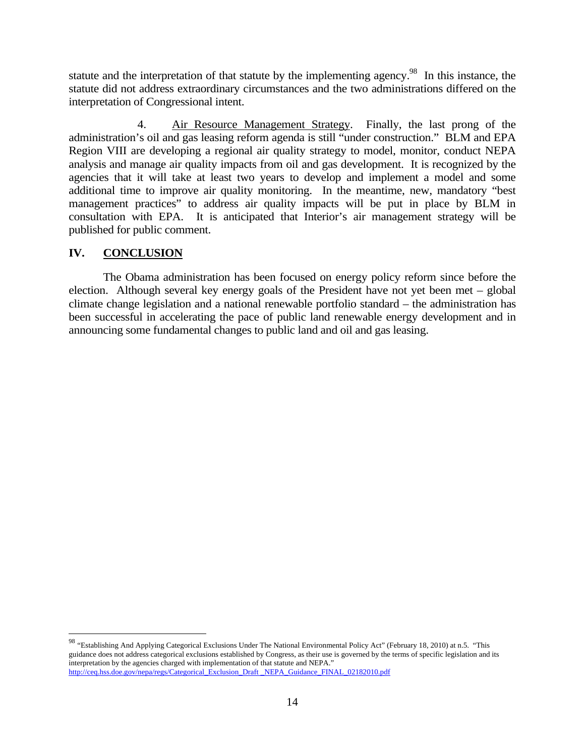statute and the interpretation of that statute by the implementing agency.[98] In this instance, the statute did not address extraordinary circumstances and the two administrations differed on the interpretation of Congressional intent.

4. Air Resource Management Strategy. Finally, the last prong of the administration's oil and gas leasing reform agenda is still "under construction." BLM and EPA Region VIII are developing a regional air quality strategy to model, monitor, conduct NEPA analysis and manage air quality impacts from oil and gas development. It is recognized by the agencies that it will take at least two years to develop and implement a model and some additional time to improve air quality monitoring. In the meantime, new, mandatory "best management practices" to address air quality impacts will be put in place by BLM in consultation with EPA. It is anticipated that Interior's air management strategy will be published for public comment.

## IV. CONCLUSION

The Obama administration has been focused on energy policy reform since before the election. Although several key energy goals of the President have not yet been met – global climate change legislation and a national renewable portfolio standard – the administration has been successful in accelerating the pace of public land renewable energy development and in announcing some fundamental changes to public land and oil and gas leasing.

---

[98] "Establishing And Applying Categorical Exclusions Under The National Environmental Policy Act" (February 18, 2010) at n.5. "This guidance does not address categorical exclusions established by Congress, as their use is governed by the terms of specific legislation and its interpretation by the agencies charged with implementation of that statute and NEPA." http://ceq.hss.doe.gov/nepa/regs/Categorical_Exclusion_Draft _NEPA_Guidance_FINAL_02182010.pdf